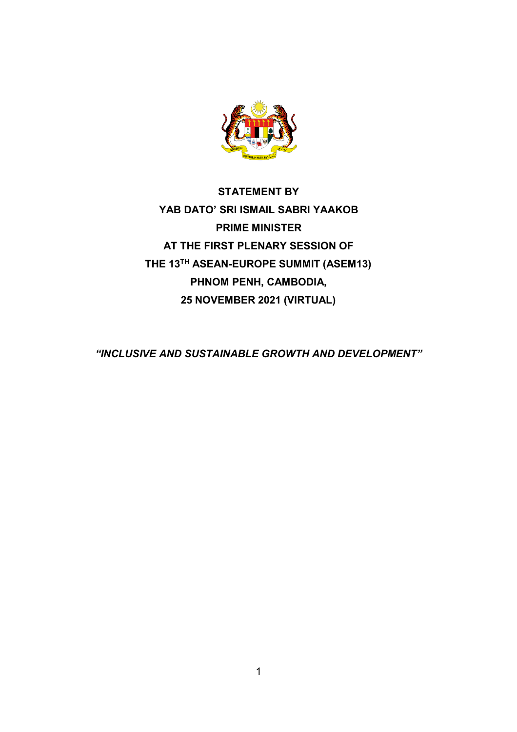**STATEMENT BY**

**YAB DATO' SRI ISMAIL SABRI YAAKOB**

**PRIME MINISTER**

**AT THE FIRST PLENARY SESSION OF**

**THE 13TH ASEAN-EUROPE SUMMIT (ASEM13)**

**PHNOM PENH, CAMBODIA,**

**25 NOVEMBER 2021 (VIRTUAL)**

***"INCLUSIVE AND SUSTAINABLE GROWTH AND DEVELOPMENT"***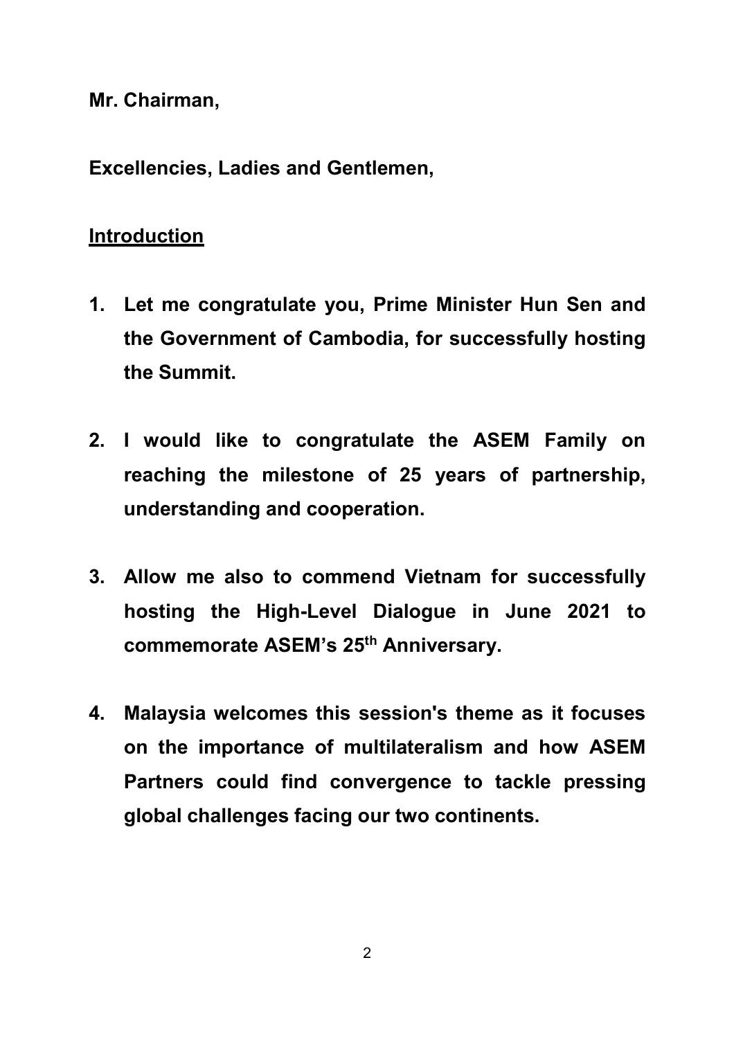**Mr. Chairman,**

**Excellencies, Ladies and Gentlemen,**

## Introduction

1. **Let me congratulate you, Prime Minister Hun Sen and the Government of Cambodia, for successfully hosting the Summit.**

2. **I would like to congratulate the ASEM Family on reaching the milestone of 25 years of partnership, understanding and cooperation.**

3. **Allow me also to commend Vietnam for successfully hosting the High-Level Dialogue in June 2021 to commemorate ASEM's 25th Anniversary.**

4. **Malaysia welcomes this session's theme as it focuses on the importance of multilateralism and how ASEM Partners could find convergence to tackle pressing global challenges facing our two continents.**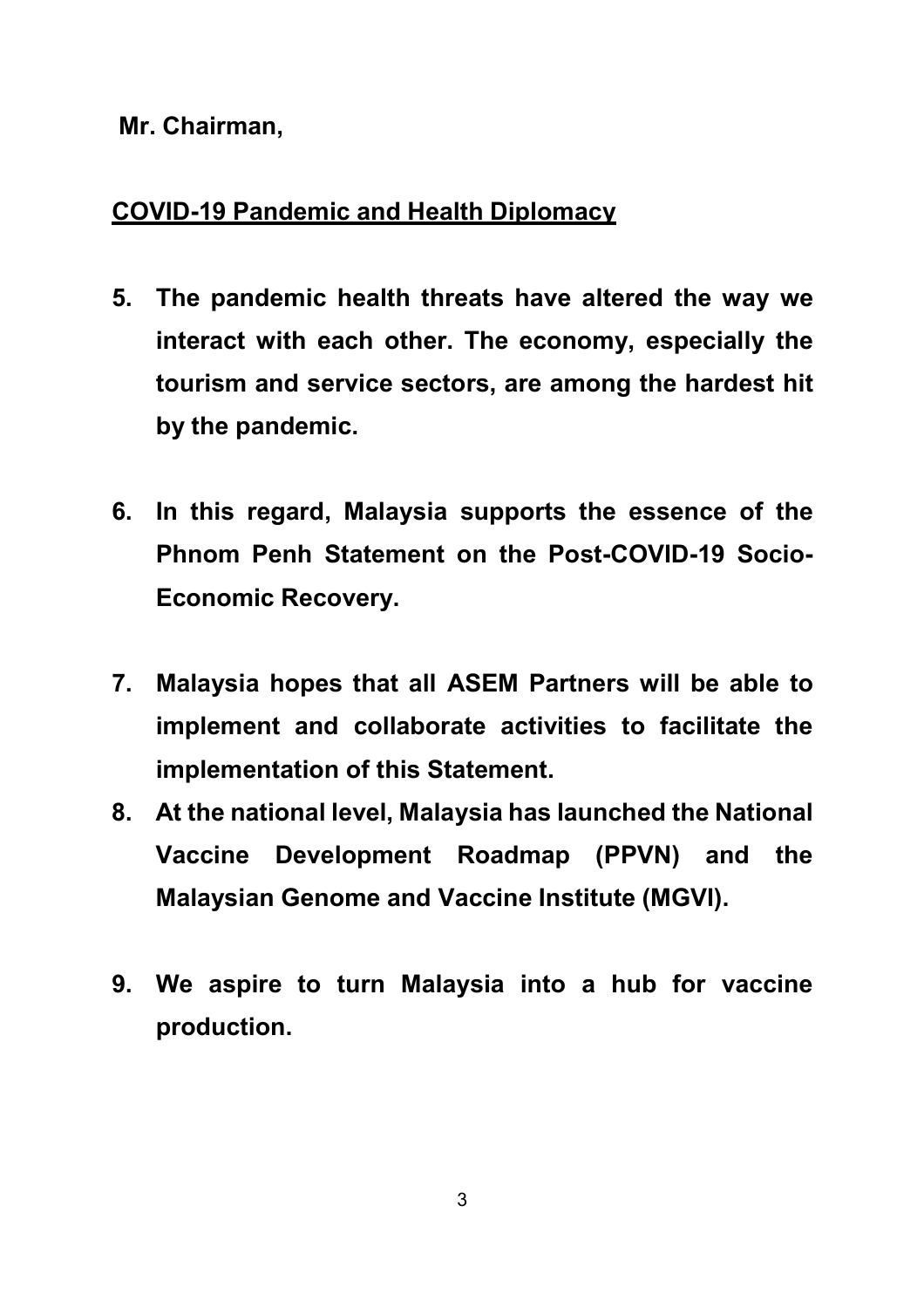**Mr. Chairman,**

**COVID-19 Pandemic and Health Diplomacy**

5. **The pandemic health threats have altered the way we interact with each other. The economy, especially the tourism and service sectors, are among the hardest hit by the pandemic.**

6. **In this regard, Malaysia supports the essence of the Phnom Penh Statement on the Post-COVID-19 Socio-Economic Recovery.**

7. **Malaysia hopes that all ASEM Partners will be able to implement and collaborate activities to facilitate the implementation of this Statement.**

8. **At the national level, Malaysia has launched the National Vaccine Development Roadmap (PPVN) and the Malaysian Genome and Vaccine Institute (MGVI).**

9. **We aspire to turn Malaysia into a hub for vaccine production.**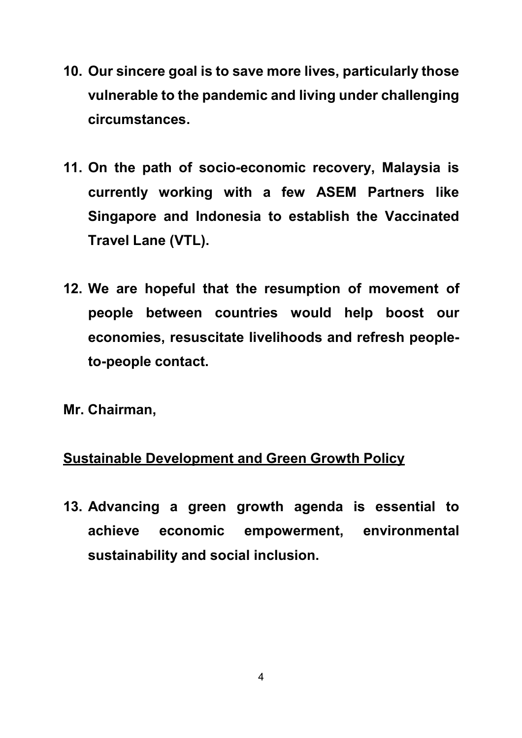**10. Our sincere goal is to save more lives, particularly those vulnerable to the pandemic and living under challenging circumstances.**

**11. On the path of socio-economic recovery, Malaysia is currently working with a few ASEM Partners like Singapore and Indonesia to establish the Vaccinated Travel Lane (VTL).**

**12. We are hopeful that the resumption of movement of people between countries would help boost our economies, resuscitate livelihoods and refresh people-to-people contact.**

**Mr. Chairman,**

**<u>Sustainable Development and Green Growth Policy</u>**

**13. Advancing a green growth agenda is essential to achieve economic empowerment, environmental sustainability and social inclusion.**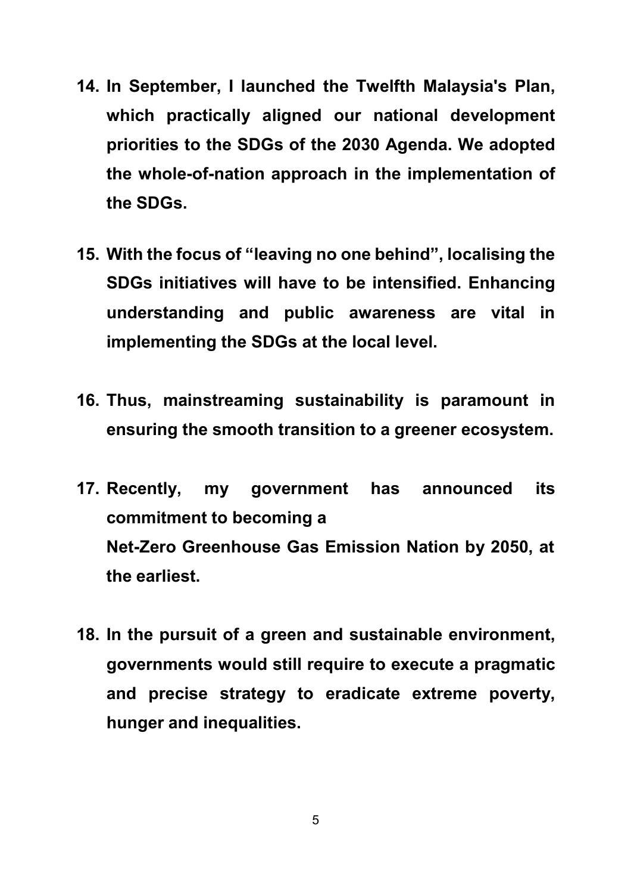14. **In September, I launched the Twelfth Malaysia's Plan, which practically aligned our national development priorities to the SDGs of the 2030 Agenda. We adopted the whole-of-nation approach in the implementation of the SDGs.**

15. **With the focus of "leaving no one behind", localising the SDGs initiatives will have to be intensified. Enhancing understanding and public awareness are vital in implementing the SDGs at the local level.**

16. **Thus, mainstreaming sustainability is paramount in ensuring the smooth transition to a greener ecosystem.**

17. **Recently, my government has announced its commitment to becoming a Net-Zero Greenhouse Gas Emission Nation by 2050, at the earliest.**

18. **In the pursuit of a green and sustainable environment, governments would still require to execute a pragmatic and precise strategy to eradicate extreme poverty, hunger and inequalities.**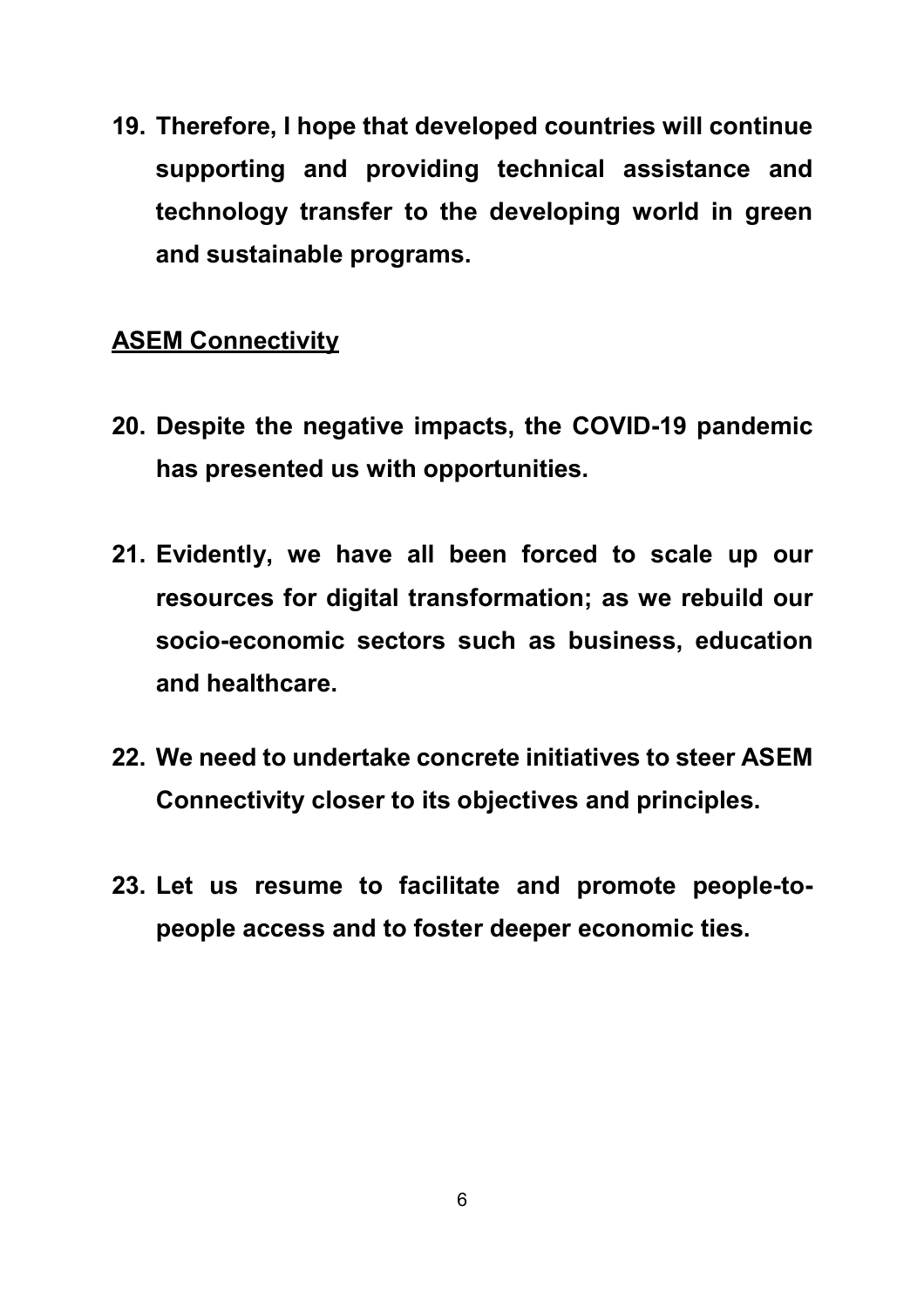19. **Therefore, I hope that developed countries will continue supporting and providing technical assistance and technology transfer to the developing world in green and sustainable programs.**

## ASEM Connectivity

20. **Despite the negative impacts, the COVID-19 pandemic has presented us with opportunities.**

21. **Evidently, we have all been forced to scale up our resources for digital transformation; as we rebuild our socio-economic sectors such as business, education and healthcare.**

22. **We need to undertake concrete initiatives to steer ASEM Connectivity closer to its objectives and principles.**

23. **Let us resume to facilitate and promote people-to-people access and to foster deeper economic ties.**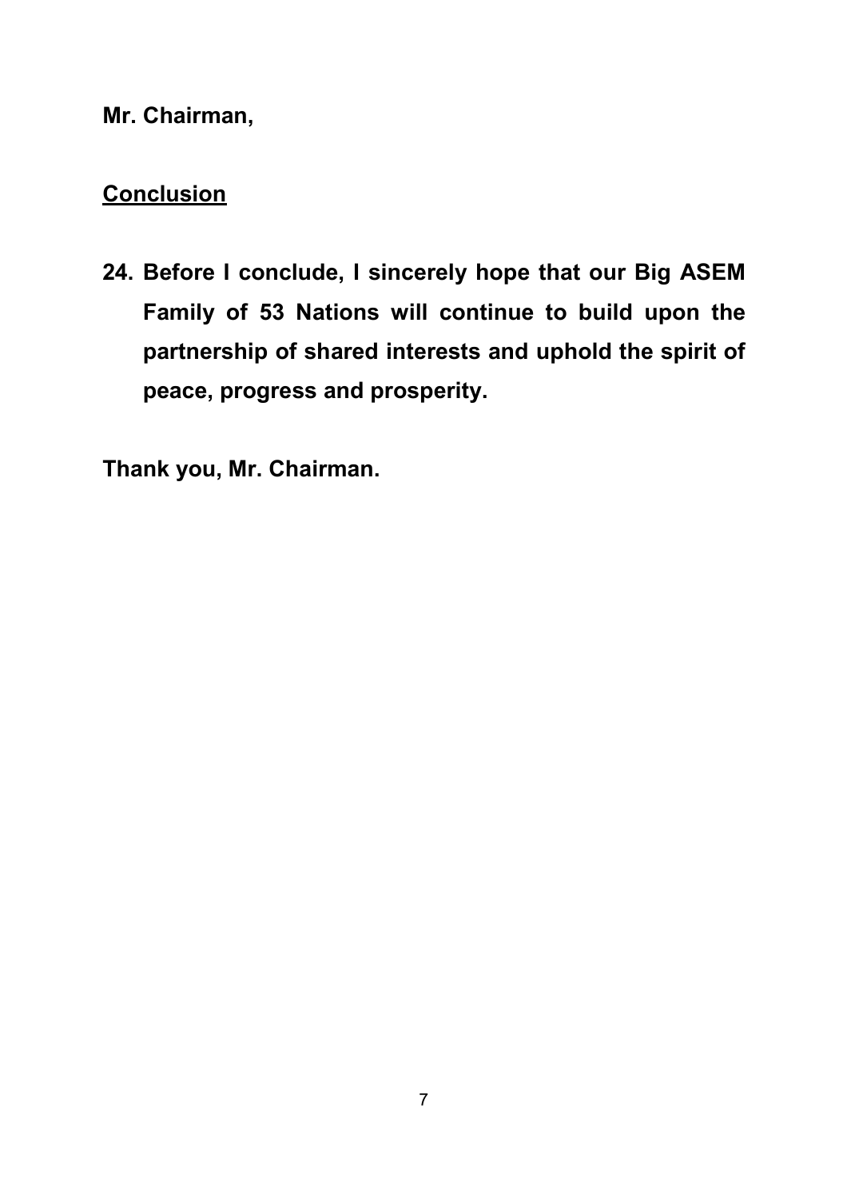**Mr. Chairman,**

## <u>Conclusion</u>

**24. Before I conclude, I sincerely hope that our Big ASEM Family of 53 Nations will continue to build upon the partnership of shared interests and uphold the spirit of peace, progress and prosperity.**

**Thank you, Mr. Chairman.**